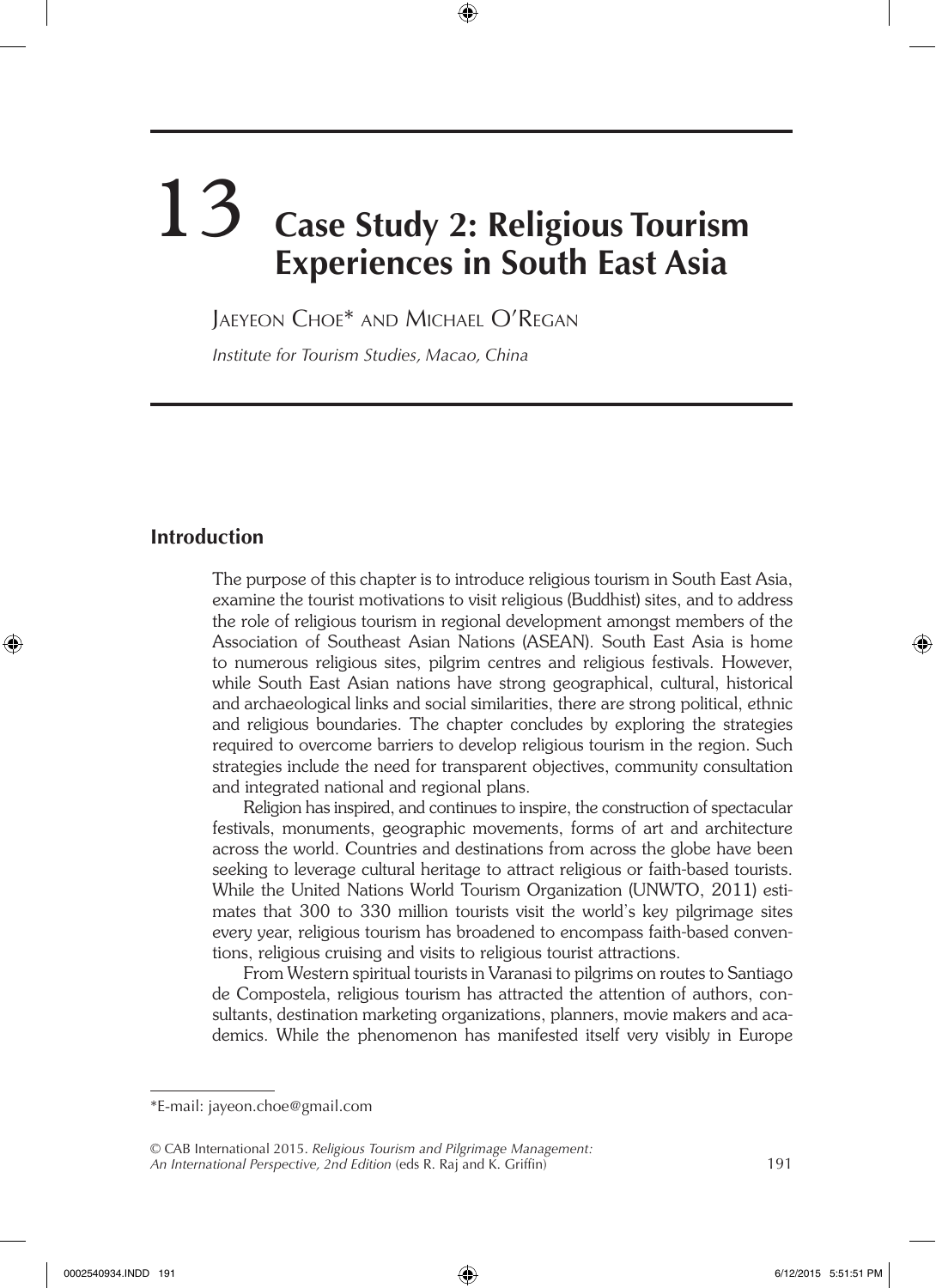# 13 Case Study 2: Religious Tourism Experiences in South East Asia

Jaeyeon Choe* and Michael O'Regan

*Institute for Tourism Studies, Macao, China*

## Introduction

The purpose of this chapter is to introduce religious tourism in South East Asia, examine the tourist motivations to visit religious (Buddhist) sites, and to address the role of religious tourism in regional development amongst members of the Association of Southeast Asian Nations (ASEAN). South East Asia is home to numerous religious sites, pilgrim centres and religious festivals. However, while South East Asian nations have strong geographical, cultural, historical and archaeological links and social similarities, there are strong political, ethnic and religious boundaries. The chapter concludes by exploring the strategies required to overcome barriers to develop religious tourism in the region. Such strategies include the need for transparent objectives, community consultation and integrated national and regional plans.

Religion has inspired, and continues to inspire, the construction of spectacular festivals, monuments, geographic movements, forms of art and architecture across the world. Countries and destinations from across the globe have been seeking to leverage cultural heritage to attract religious or faith-based tourists. While the United Nations World Tourism Organization (UNWTO, 2011) estimates that 300 to 330 million tourists visit the world's key pilgrimage sites every year, religious tourism has broadened to encompass faith-based conventions, religious cruising and visits to religious tourist attractions.

From Western spiritual tourists in Varanasi to pilgrims on routes to Santiago de Compostela, religious tourism has attracted the attention of authors, consultants, destination marketing organizations, planners, movie makers and academics. While the phenomenon has manifested itself very visibly in Europe

*E-mail: jayeon.choe@gmail.com

© CAB International 2015. *Religious Tourism and Pilgrimage Management: An International Perspective, 2nd Edition* (eds R. Raj and K. Griffin)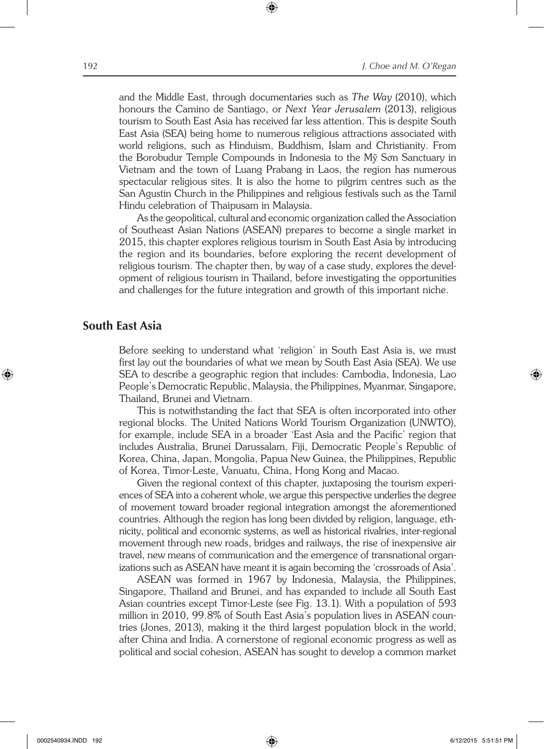and the Middle East, through documentaries such as *The Way* (2010), which honours the Camino de Santiago, or *Next Year Jerusalem* (2013), religious tourism to South East Asia has received far less attention. This is despite South East Asia (SEA) being home to numerous religious attractions associated with world religions, such as Hinduism, Buddhism, Islam and Christianity. From the Borobudur Temple Compounds in Indonesia to the Mỹ Sơn Sanctuary in Vietnam and the town of Luang Prabang in Laos, the region has numerous spectacular religious sites. It is also the home to pilgrim centres such as the San Agustin Church in the Philippines and religious festivals such as the Tamil Hindu celebration of Thaipusam in Malaysia.

As the geopolitical, cultural and economic organization called the Association of Southeast Asian Nations (ASEAN) prepares to become a single market in 2015, this chapter explores religious tourism in South East Asia by introducing the region and its boundaries, before exploring the recent development of religious tourism. The chapter then, by way of a case study, explores the development of religious tourism in Thailand, before investigating the opportunities and challenges for the future integration and growth of this important niche.

## South East Asia

Before seeking to understand what 'religion' in South East Asia is, we must first lay out the boundaries of what we mean by South East Asia (SEA). We use SEA to describe a geographic region that includes: Cambodia, Indonesia, Lao People's Democratic Republic, Malaysia, the Philippines, Myanmar, Singapore, Thailand, Brunei and Vietnam.

This is notwithstanding the fact that SEA is often incorporated into other regional blocks. The United Nations World Tourism Organization (UNWTO), for example, include SEA in a broader 'East Asia and the Pacific' region that includes Australia, Brunei Darussalam, Fiji, Democratic People's Republic of Korea, China, Japan, Mongolia, Papua New Guinea, the Philippines, Republic of Korea, Timor-Leste, Vanuatu, China, Hong Kong and Macao.

Given the regional context of this chapter, juxtaposing the tourism experiences of SEA into a coherent whole, we argue this perspective underlies the degree of movement toward broader regional integration amongst the aforementioned countries. Although the region has long been divided by religion, language, ethnicity, political and economic systems, as well as historical rivalries, inter-regional movement through new roads, bridges and railways, the rise of inexpensive air travel, new means of communication and the emergence of transnational organizations such as ASEAN have meant it is again becoming the 'crossroads of Asia'.

ASEAN was formed in 1967 by Indonesia, Malaysia, the Philippines, Singapore, Thailand and Brunei, and has expanded to include all South East Asian countries except Timor-Leste (see Fig. 13.1). With a population of 593 million in 2010, 99.8% of South East Asia's population lives in ASEAN countries (Jones, 2013), making it the third largest population block in the world, after China and India. A cornerstone of regional economic progress as well as political and social cohesion, ASEAN has sought to develop a common market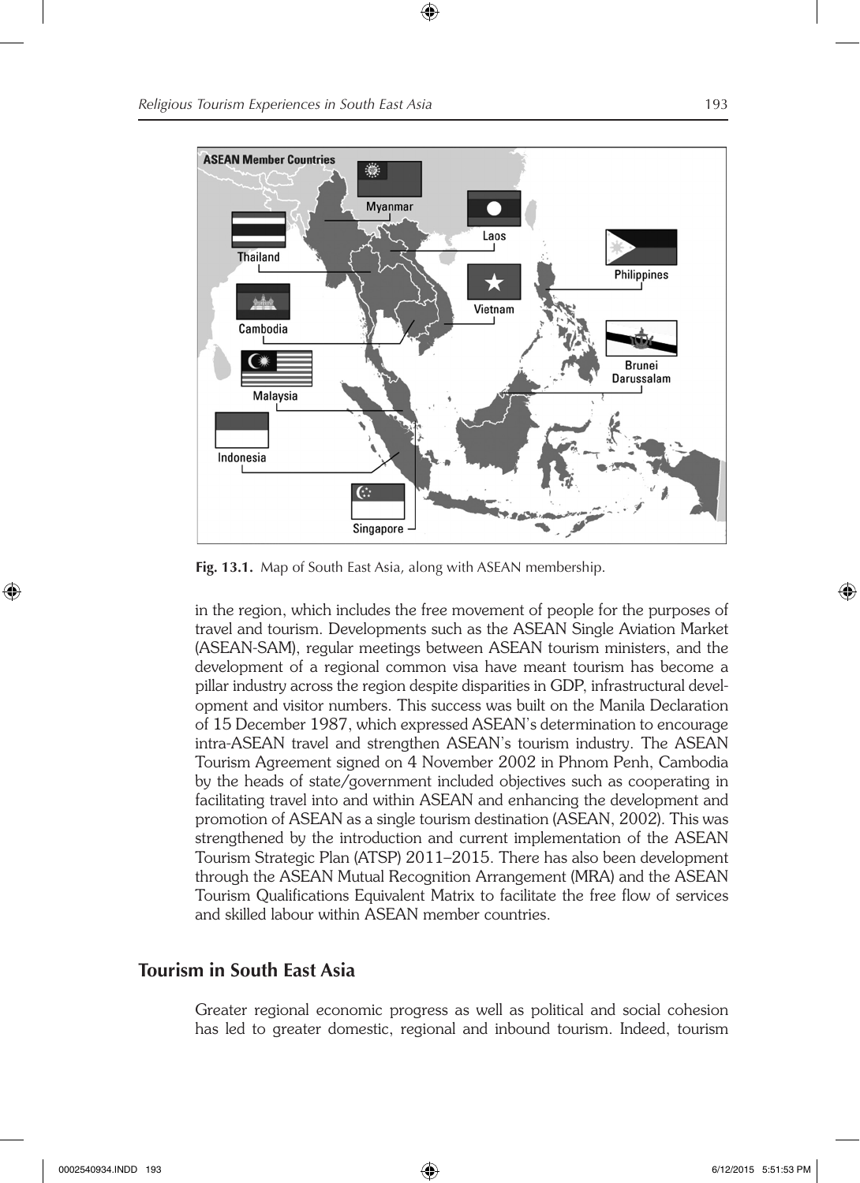**Fig. 13.1.** Map of South East Asia, along with ASEAN membership.

in the region, which includes the free movement of people for the purposes of travel and tourism. Developments such as the ASEAN Single Aviation Market (ASEAN-SAM), regular meetings between ASEAN tourism ministers, and the development of a regional common visa have meant tourism has become a pillar industry across the region despite disparities in GDP, infrastructural development and visitor numbers. This success was built on the Manila Declaration of 15 December 1987, which expressed ASEAN's determination to encourage intra-ASEAN travel and strengthen ASEAN's tourism industry. The ASEAN Tourism Agreement signed on 4 November 2002 in Phnom Penh, Cambodia by the heads of state/government included objectives such as cooperating in facilitating travel into and within ASEAN and enhancing the development and promotion of ASEAN as a single tourism destination (ASEAN, 2002). This was strengthened by the introduction and current implementation of the ASEAN Tourism Strategic Plan (ATSP) 2011–2015. There has also been development through the ASEAN Mutual Recognition Arrangement (MRA) and the ASEAN Tourism Qualifications Equivalent Matrix to facilitate the free flow of services and skilled labour within ASEAN member countries.

## Tourism in South East Asia

Greater regional economic progress as well as political and social cohesion has led to greater domestic, regional and inbound tourism. Indeed, tourism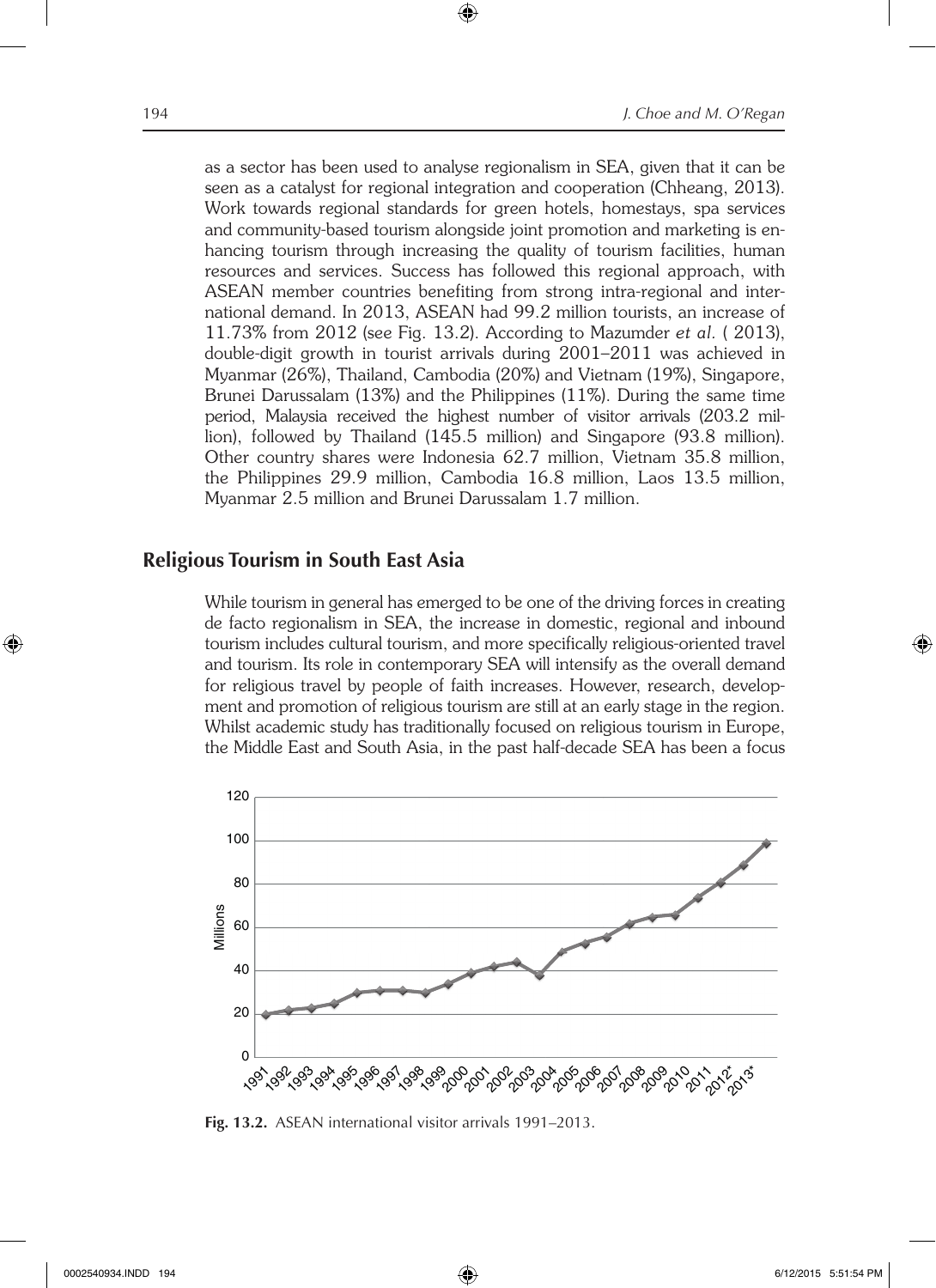as a sector has been used to analyse regionalism in SEA, given that it can be seen as a catalyst for regional integration and cooperation (Chheang, 2013). Work towards regional standards for green hotels, homestays, spa services and community-based tourism alongside joint promotion and marketing is enhancing tourism through increasing the quality of tourism facilities, human resources and services. Success has followed this regional approach, with ASEAN member countries benefiting from strong intra-regional and international demand. In 2013, ASEAN had 99.2 million tourists, an increase of 11.73% from 2012 (see Fig. 13.2). According to Mazumder *et al.* ( 2013), double-digit growth in tourist arrivals during 2001–2011 was achieved in Myanmar (26%), Thailand, Cambodia (20%) and Vietnam (19%), Singapore, Brunei Darussalam (13%) and the Philippines (11%). During the same time period, Malaysia received the highest number of visitor arrivals (203.2 million), followed by Thailand (145.5 million) and Singapore (93.8 million). Other country shares were Indonesia 62.7 million, Vietnam 35.8 million, the Philippines 29.9 million, Cambodia 16.8 million, Laos 13.5 million, Myanmar 2.5 million and Brunei Darussalam 1.7 million.

## Religious Tourism in South East Asia

While tourism in general has emerged to be one of the driving forces in creating de facto regionalism in SEA, the increase in domestic, regional and inbound tourism includes cultural tourism, and more specifically religious-oriented travel and tourism. Its role in contemporary SEA will intensify as the overall demand for religious travel by people of faith increases. However, research, development and promotion of religious tourism are still at an early stage in the region. Whilst academic study has traditionally focused on religious tourism in Europe, the Middle East and South Asia, in the past half-decade SEA has been a focus

**Fig. 13.2.** ASEAN international visitor arrivals 1991–2013.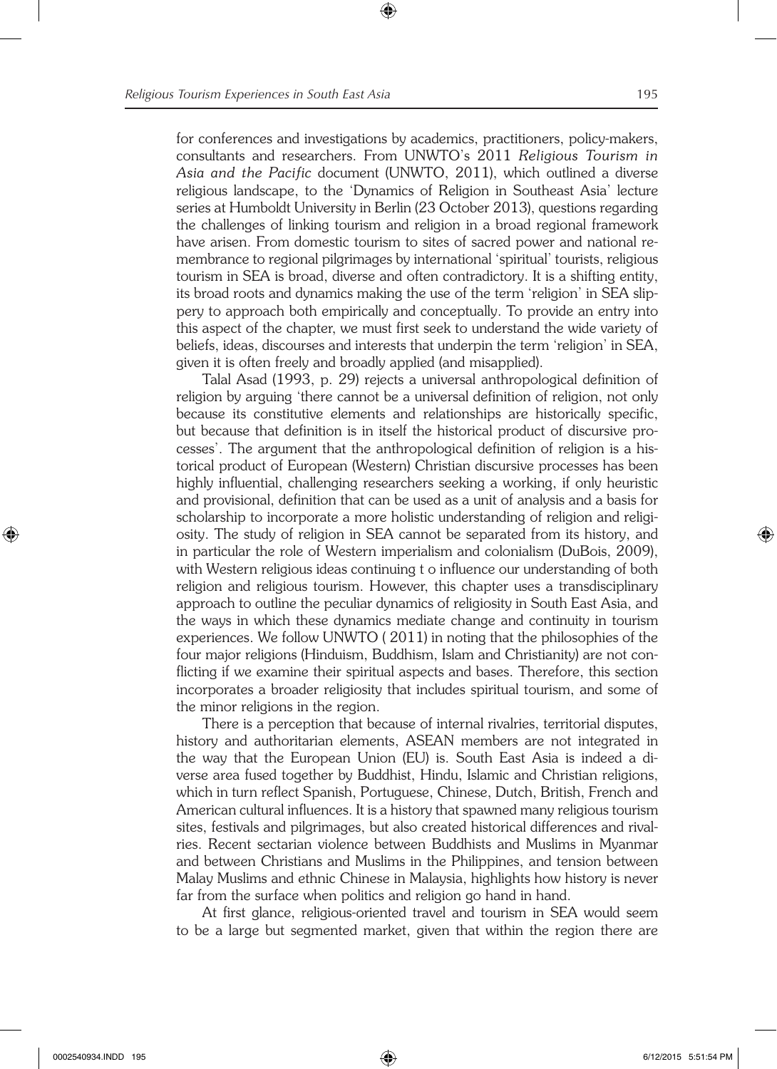for conferences and investigations by academics, practitioners, policy-makers, consultants and researchers. From UNWTO's 2011 *Religious Tourism in Asia and the Pacific* document (UNWTO, 2011), which outlined a diverse religious landscape, to the 'Dynamics of Religion in Southeast Asia' lecture series at Humboldt University in Berlin (23 October 2013), questions regarding the challenges of linking tourism and religion in a broad regional framework have arisen. From domestic tourism to sites of sacred power and national remembrance to regional pilgrimages by international 'spiritual' tourists, religious tourism in SEA is broad, diverse and often contradictory. It is a shifting entity, its broad roots and dynamics making the use of the term 'religion' in SEA slippery to approach both empirically and conceptually. To provide an entry into this aspect of the chapter, we must first seek to understand the wide variety of beliefs, ideas, discourses and interests that underpin the term 'religion' in SEA, given it is often freely and broadly applied (and misapplied).

Talal Asad (1993, p. 29) rejects a universal anthropological definition of religion by arguing 'there cannot be a universal definition of religion, not only because its constitutive elements and relationships are historically specific, but because that definition is in itself the historical product of discursive processes'. The argument that the anthropological definition of religion is a historical product of European (Western) Christian discursive processes has been highly influential, challenging researchers seeking a working, if only heuristic and provisional, definition that can be used as a unit of analysis and a basis for scholarship to incorporate a more holistic understanding of religion and religiosity. The study of religion in SEA cannot be separated from its history, and in particular the role of Western imperialism and colonialism (DuBois, 2009), with Western religious ideas continuing t o influence our understanding of both religion and religious tourism. However, this chapter uses a transdisciplinary approach to outline the peculiar dynamics of religiosity in South East Asia, and the ways in which these dynamics mediate change and continuity in tourism experiences. We follow UNWTO ( 2011) in noting that the philosophies of the four major religions (Hinduism, Buddhism, Islam and Christianity) are not conflicting if we examine their spiritual aspects and bases. Therefore, this section incorporates a broader religiosity that includes spiritual tourism, and some of the minor religions in the region.

There is a perception that because of internal rivalries, territorial disputes, history and authoritarian elements, ASEAN members are not integrated in the way that the European Union (EU) is. South East Asia is indeed a diverse area fused together by Buddhist, Hindu, Islamic and Christian religions, which in turn reflect Spanish, Portuguese, Chinese, Dutch, British, French and American cultural influences. It is a history that spawned many religious tourism sites, festivals and pilgrimages, but also created historical differences and rivalries. Recent sectarian violence between Buddhists and Muslims in Myanmar and between Christians and Muslims in the Philippines, and tension between Malay Muslims and ethnic Chinese in Malaysia, highlights how history is never far from the surface when politics and religion go hand in hand.

At first glance, religious-oriented travel and tourism in SEA would seem to be a large but segmented market, given that within the region there are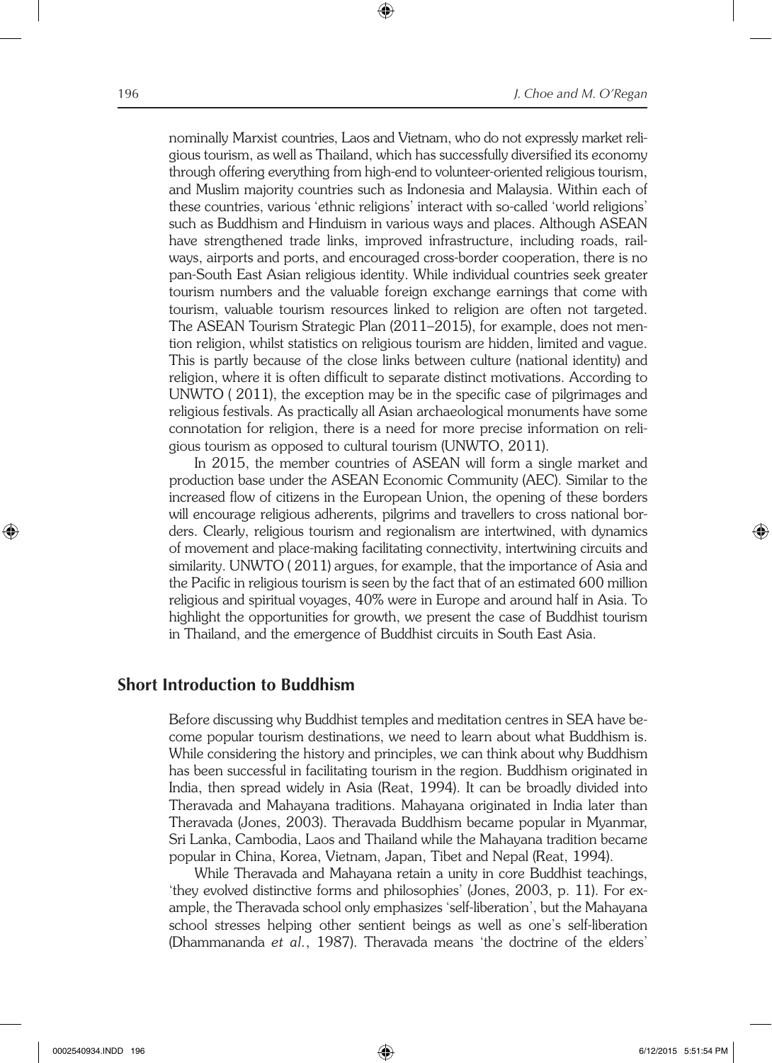nominally Marxist countries, Laos and Vietnam, who do not expressly market religious tourism, as well as Thailand, which has successfully diversified its economy through offering everything from high-end to volunteer-oriented religious tourism, and Muslim majority countries such as Indonesia and Malaysia. Within each of these countries, various 'ethnic religions' interact with so-called 'world religions' such as Buddhism and Hinduism in various ways and places. Although ASEAN have strengthened trade links, improved infrastructure, including roads, railways, airports and ports, and encouraged cross-border cooperation, there is no pan-South East Asian religious identity. While individual countries seek greater tourism numbers and the valuable foreign exchange earnings that come with tourism, valuable tourism resources linked to religion are often not targeted. The ASEAN Tourism Strategic Plan (2011–2015), for example, does not mention religion, whilst statistics on religious tourism are hidden, limited and vague. This is partly because of the close links between culture (national identity) and religion, where it is often difficult to separate distinct motivations. According to UNWTO ( 2011), the exception may be in the specific case of pilgrimages and religious festivals. As practically all Asian archaeological monuments have some connotation for religion, there is a need for more precise information on religious tourism as opposed to cultural tourism (UNWTO, 2011).

In 2015, the member countries of ASEAN will form a single market and production base under the ASEAN Economic Community (AEC). Similar to the increased flow of citizens in the European Union, the opening of these borders will encourage religious adherents, pilgrims and travellers to cross national borders. Clearly, religious tourism and regionalism are intertwined, with dynamics of movement and place-making facilitating connectivity, intertwining circuits and similarity. UNWTO ( 2011) argues, for example, that the importance of Asia and the Pacific in religious tourism is seen by the fact that of an estimated 600 million religious and spiritual voyages, 40% were in Europe and around half in Asia. To highlight the opportunities for growth, we present the case of Buddhist tourism in Thailand, and the emergence of Buddhist circuits in South East Asia.

## Short Introduction to Buddhism

Before discussing why Buddhist temples and meditation centres in SEA have become popular tourism destinations, we need to learn about what Buddhism is. While considering the history and principles, we can think about why Buddhism has been successful in facilitating tourism in the region. Buddhism originated in India, then spread widely in Asia (Reat, 1994). It can be broadly divided into Theravada and Mahayana traditions. Mahayana originated in India later than Theravada (Jones, 2003). Theravada Buddhism became popular in Myanmar, Sri Lanka, Cambodia, Laos and Thailand while the Mahayana tradition became popular in China, Korea, Vietnam, Japan, Tibet and Nepal (Reat, 1994).

While Theravada and Mahayana retain a unity in core Buddhist teachings, 'they evolved distinctive forms and philosophies' (Jones, 2003, p. 11). For example, the Theravada school only emphasizes 'self-liberation', but the Mahayana school stresses helping other sentient beings as well as one's self-liberation (Dhammananda *et al.*, 1987). Theravada means 'the doctrine of the elders'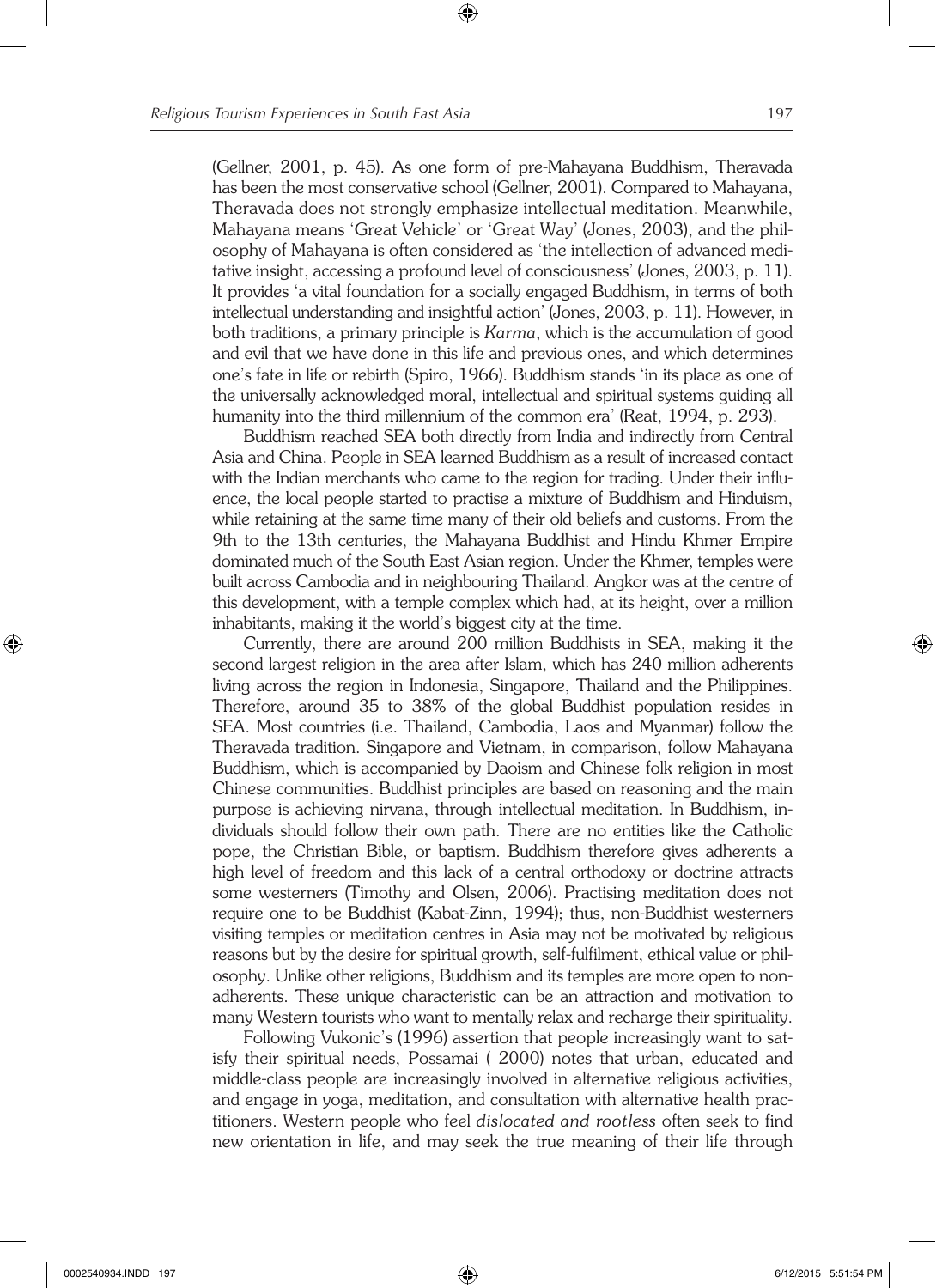(Gellner, 2001, p. 45). As one form of pre-Mahayana Buddhism, Theravada has been the most conservative school (Gellner, 2001). Compared to Mahayana, Theravada does not strongly emphasize intellectual meditation. Meanwhile, Mahayana means 'Great Vehicle' or 'Great Way' (Jones, 2003), and the philosophy of Mahayana is often considered as 'the intellection of advanced meditative insight, accessing a profound level of consciousness' (Jones, 2003, p. 11). It provides 'a vital foundation for a socially engaged Buddhism, in terms of both intellectual understanding and insightful action' (Jones, 2003, p. 11). However, in both traditions, a primary principle is *Karma*, which is the accumulation of good and evil that we have done in this life and previous ones, and which determines one's fate in life or rebirth (Spiro, 1966). Buddhism stands 'in its place as one of the universally acknowledged moral, intellectual and spiritual systems guiding all humanity into the third millennium of the common era' (Reat, 1994, p. 293).

Buddhism reached SEA both directly from India and indirectly from Central Asia and China. People in SEA learned Buddhism as a result of increased contact with the Indian merchants who came to the region for trading. Under their influence, the local people started to practise a mixture of Buddhism and Hinduism, while retaining at the same time many of their old beliefs and customs. From the 9th to the 13th centuries, the Mahayana Buddhist and Hindu Khmer Empire dominated much of the South East Asian region. Under the Khmer, temples were built across Cambodia and in neighbouring Thailand. Angkor was at the centre of this development, with a temple complex which had, at its height, over a million inhabitants, making it the world's biggest city at the time.

Currently, there are around 200 million Buddhists in SEA, making it the second largest religion in the area after Islam, which has 240 million adherents living across the region in Indonesia, Singapore, Thailand and the Philippines. Therefore, around 35 to 38% of the global Buddhist population resides in SEA. Most countries (i.e. Thailand, Cambodia, Laos and Myanmar) follow the Theravada tradition. Singapore and Vietnam, in comparison, follow Mahayana Buddhism, which is accompanied by Daoism and Chinese folk religion in most Chinese communities. Buddhist principles are based on reasoning and the main purpose is achieving nirvana, through intellectual meditation. In Buddhism, individuals should follow their own path. There are no entities like the Catholic pope, the Christian Bible, or baptism. Buddhism therefore gives adherents a high level of freedom and this lack of a central orthodoxy or doctrine attracts some westerners (Timothy and Olsen, 2006). Practising meditation does not require one to be Buddhist (Kabat-Zinn, 1994); thus, non-Buddhist westerners visiting temples or meditation centres in Asia may not be motivated by religious reasons but by the desire for spiritual growth, self-fulfilment, ethical value or philosophy. Unlike other religions, Buddhism and its temples are more open to non-adherents. These unique characteristic can be an attraction and motivation to many Western tourists who want to mentally relax and recharge their spirituality.

Following Vukonic's (1996) assertion that people increasingly want to satisfy their spiritual needs, Possamai ( 2000) notes that urban, educated and middle-class people are increasingly involved in alternative religious activities, and engage in yoga, meditation, and consultation with alternative health practitioners. Western people who feel *dislocated and rootless* often seek to find new orientation in life, and may seek the true meaning of their life through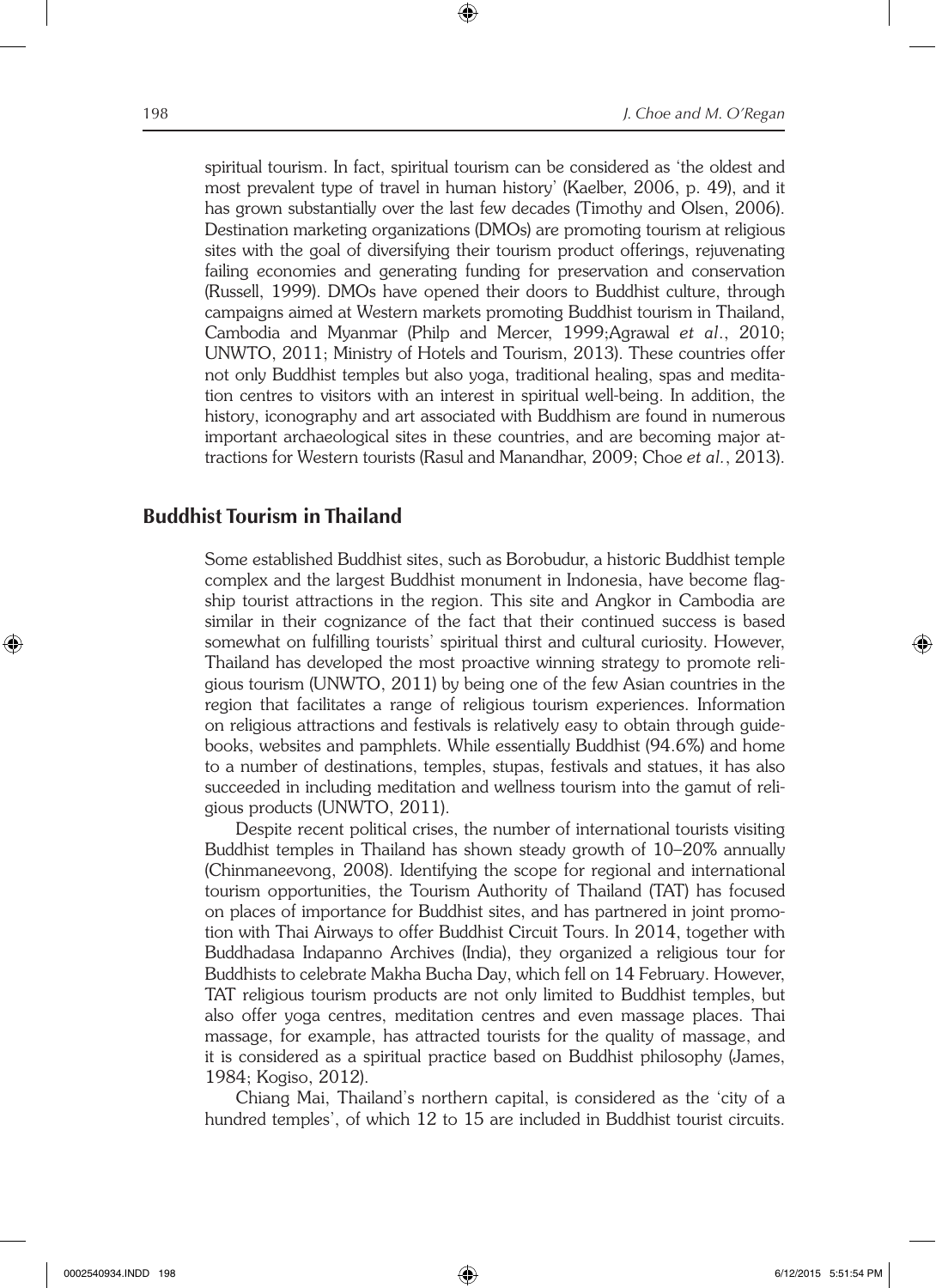spiritual tourism. In fact, spiritual tourism can be considered as 'the oldest and most prevalent type of travel in human history' (Kaelber, 2006, p. 49), and it has grown substantially over the last few decades (Timothy and Olsen, 2006). Destination marketing organizations (DMOs) are promoting tourism at religious sites with the goal of diversifying their tourism product offerings, rejuvenating failing economies and generating funding for preservation and conservation (Russell, 1999). DMOs have opened their doors to Buddhist culture, through campaigns aimed at Western markets promoting Buddhist tourism in Thailand, Cambodia and Myanmar (Philp and Mercer, 1999;Agrawal *et al*., 2010; UNWTO, 2011; Ministry of Hotels and Tourism, 2013). These countries offer not only Buddhist temples but also yoga, traditional healing, spas and meditation centres to visitors with an interest in spiritual well-being. In addition, the history, iconography and art associated with Buddhism are found in numerous important archaeological sites in these countries, and are becoming major attractions for Western tourists (Rasul and Manandhar, 2009; Choe *et al*., 2013).

## Buddhist Tourism in Thailand

Some established Buddhist sites, such as Borobudur, a historic Buddhist temple complex and the largest Buddhist monument in Indonesia, have become flagship tourist attractions in the region. This site and Angkor in Cambodia are similar in their cognizance of the fact that their continued success is based somewhat on fulfilling tourists' spiritual thirst and cultural curiosity. However, Thailand has developed the most proactive winning strategy to promote religious tourism (UNWTO, 2011) by being one of the few Asian countries in the region that facilitates a range of religious tourism experiences. Information on religious attractions and festivals is relatively easy to obtain through guidebooks, websites and pamphlets. While essentially Buddhist (94.6%) and home to a number of destinations, temples, stupas, festivals and statues, it has also succeeded in including meditation and wellness tourism into the gamut of religious products (UNWTO, 2011).

Despite recent political crises, the number of international tourists visiting Buddhist temples in Thailand has shown steady growth of 10–20% annually (Chinmaneevong, 2008). Identifying the scope for regional and international tourism opportunities, the Tourism Authority of Thailand (TAT) has focused on places of importance for Buddhist sites, and has partnered in joint promotion with Thai Airways to offer Buddhist Circuit Tours. In 2014, together with Buddhadasa Indapanno Archives (India), they organized a religious tour for Buddhists to celebrate Makha Bucha Day, which fell on 14 February. However, TAT religious tourism products are not only limited to Buddhist temples, but also offer yoga centres, meditation centres and even massage places. Thai massage, for example, has attracted tourists for the quality of massage, and it is considered as a spiritual practice based on Buddhist philosophy (James, 1984; Kogiso, 2012).

Chiang Mai, Thailand's northern capital, is considered as the 'city of a hundred temples', of which 12 to 15 are included in Buddhist tourist circuits.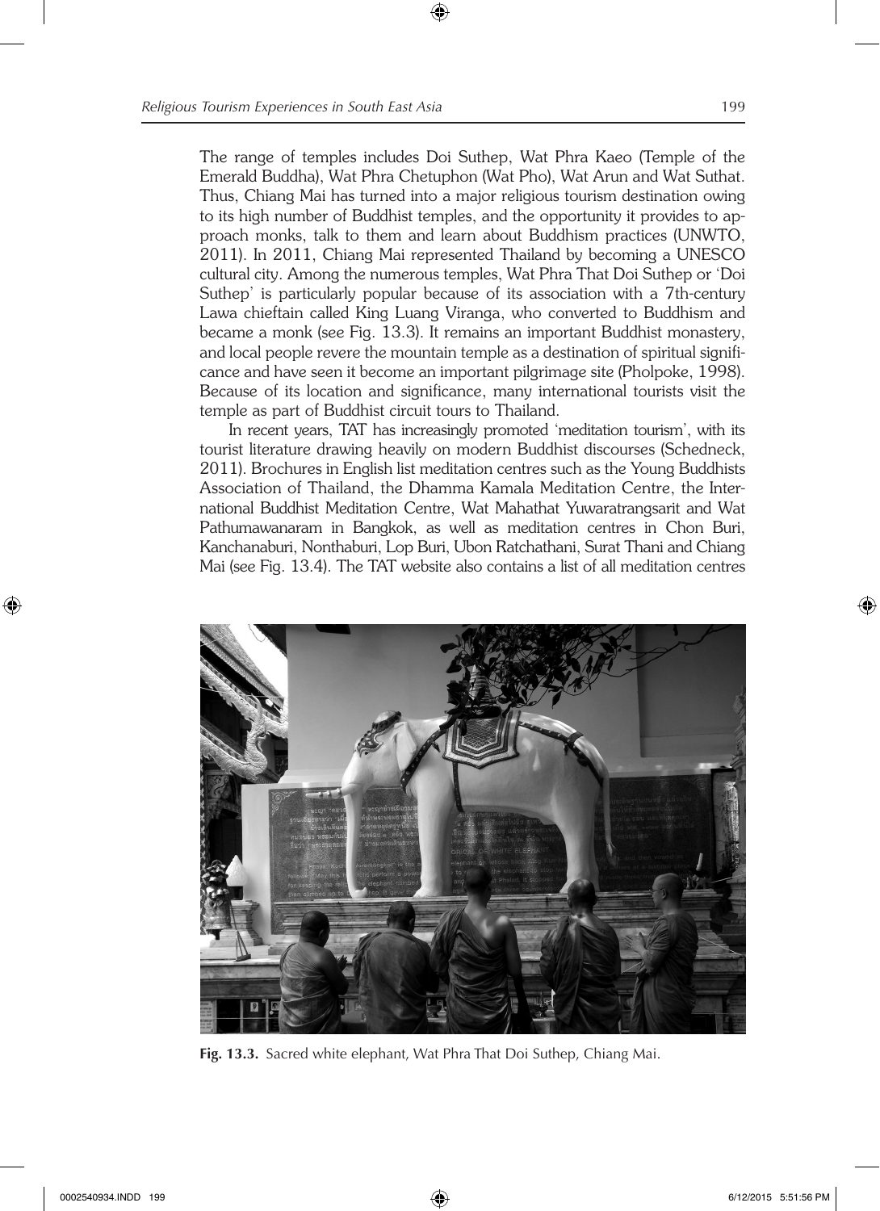The range of temples includes Doi Suthep, Wat Phra Kaeo (Temple of the Emerald Buddha), Wat Phra Chetuphon (Wat Pho), Wat Arun and Wat Suthat. Thus, Chiang Mai has turned into a major religious tourism destination owing to its high number of Buddhist temples, and the opportunity it provides to approach monks, talk to them and learn about Buddhism practices (UNWTO, 2011). In 2011, Chiang Mai represented Thailand by becoming a UNESCO cultural city. Among the numerous temples, Wat Phra That Doi Suthep or 'Doi Suthep' is particularly popular because of its association with a 7th-century Lawa chieftain called King Luang Viranga, who converted to Buddhism and became a monk (see Fig. 13.3). It remains an important Buddhist monastery, and local people revere the mountain temple as a destination of spiritual significance and have seen it become an important pilgrimage site (Pholpoke, 1998). Because of its location and significance, many international tourists visit the temple as part of Buddhist circuit tours to Thailand.

In recent years, TAT has increasingly promoted 'meditation tourism', with its tourist literature drawing heavily on modern Buddhist discourses (Schedneck, 2011). Brochures in English list meditation centres such as the Young Buddhists Association of Thailand, the Dhamma Kamala Meditation Centre, the International Buddhist Meditation Centre, Wat Mahathat Yuwaratrangsarit and Wat Pathumawanaram in Bangkok, as well as meditation centres in Chon Buri, Kanchanaburi, Nonthaburi, Lop Buri, Ubon Ratchathani, Surat Thani and Chiang Mai (see Fig. 13.4). The TAT website also contains a list of all meditation centres

**Fig. 13.3.** Sacred white elephant, Wat Phra That Doi Suthep, Chiang Mai.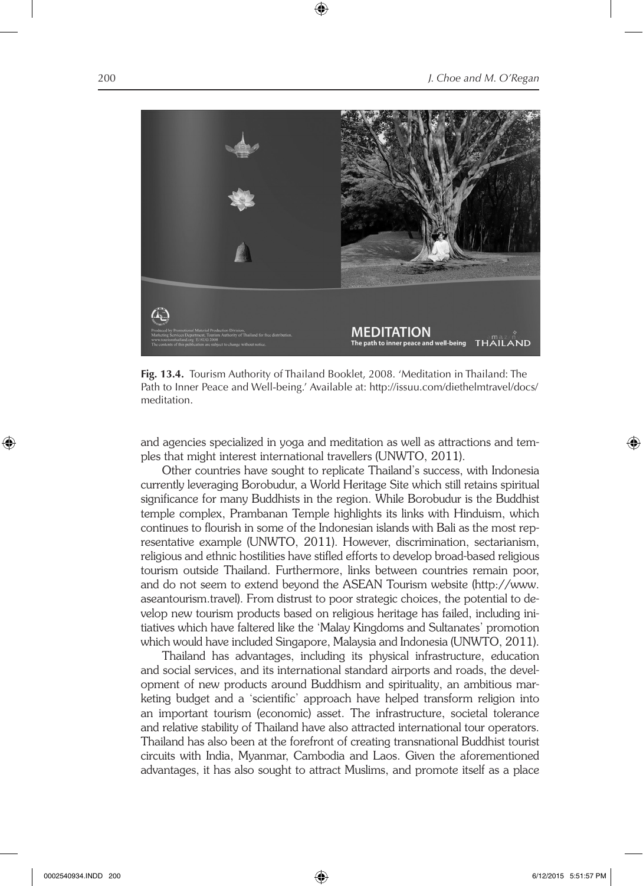**Fig. 13.4.** Tourism Authority of Thailand Booklet, 2008. 'Meditation in Thailand: The Path to Inner Peace and Well-being.' Available at: http://issuu.com/diethelmtravel/docs/meditation.

and agencies specialized in yoga and meditation as well as attractions and temples that might interest international travellers (UNWTO, 2011).

Other countries have sought to replicate Thailand's success, with Indonesia currently leveraging Borobudur, a World Heritage Site which still retains spiritual significance for many Buddhists in the region. While Borobudur is the Buddhist temple complex, Prambanan Temple highlights its links with Hinduism, which continues to flourish in some of the Indonesian islands with Bali as the most representative example (UNWTO, 2011). However, discrimination, sectarianism, religious and ethnic hostilities have stifled efforts to develop broad-based religious tourism outside Thailand. Furthermore, links between countries remain poor, and do not seem to extend beyond the ASEAN Tourism website (http://www.aseantourism.travel). From distrust to poor strategic choices, the potential to develop new tourism products based on religious heritage has failed, including initiatives which have faltered like the 'Malay Kingdoms and Sultanates' promotion which would have included Singapore, Malaysia and Indonesia (UNWTO, 2011).

Thailand has advantages, including its physical infrastructure, education and social services, and its international standard airports and roads, the development of new products around Buddhism and spirituality, an ambitious marketing budget and a 'scientific' approach have helped transform religion into an important tourism (economic) asset. The infrastructure, societal tolerance and relative stability of Thailand have also attracted international tour operators. Thailand has also been at the forefront of creating transnational Buddhist tourist circuits with India, Myanmar, Cambodia and Laos. Given the aforementioned advantages, it has also sought to attract Muslims, and promote itself as a place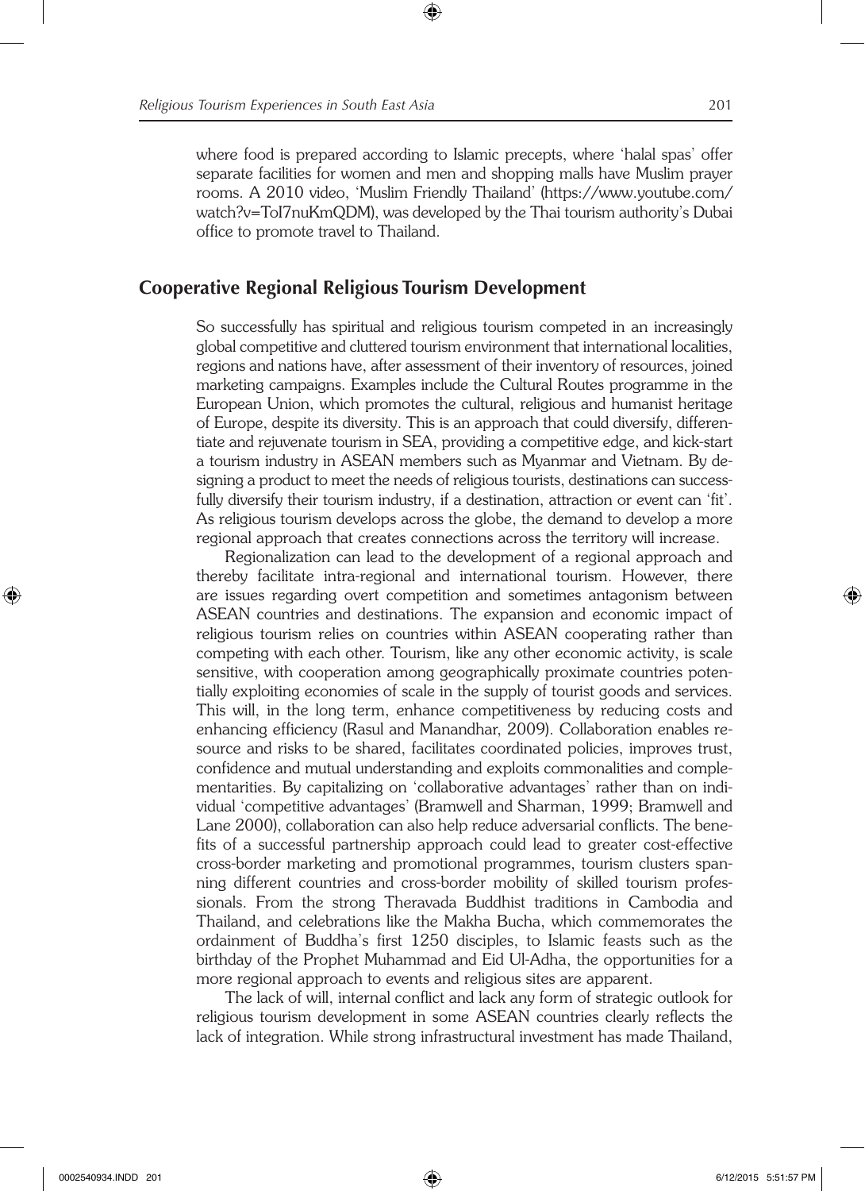where food is prepared according to Islamic precepts, where 'halal spas' offer separate facilities for women and men and shopping malls have Muslim prayer rooms. A 2010 video, 'Muslim Friendly Thailand' (https://www.youtube.com/watch?v=ToI7nuKmQDM), was developed by the Thai tourism authority's Dubai office to promote travel to Thailand.

## Cooperative Regional Religious Tourism Development

So successfully has spiritual and religious tourism competed in an increasingly global competitive and cluttered tourism environment that international localities, regions and nations have, after assessment of their inventory of resources, joined marketing campaigns. Examples include the Cultural Routes programme in the European Union, which promotes the cultural, religious and humanist heritage of Europe, despite its diversity. This is an approach that could diversify, differentiate and rejuvenate tourism in SEA, providing a competitive edge, and kick-start a tourism industry in ASEAN members such as Myanmar and Vietnam. By designing a product to meet the needs of religious tourists, destinations can successfully diversify their tourism industry, if a destination, attraction or event can 'fit'. As religious tourism develops across the globe, the demand to develop a more regional approach that creates connections across the territory will increase.

Regionalization can lead to the development of a regional approach and thereby facilitate intra-regional and international tourism. However, there are issues regarding overt competition and sometimes antagonism between ASEAN countries and destinations. The expansion and economic impact of religious tourism relies on countries within ASEAN cooperating rather than competing with each other. Tourism, like any other economic activity, is scale sensitive, with cooperation among geographically proximate countries potentially exploiting economies of scale in the supply of tourist goods and services. This will, in the long term, enhance competitiveness by reducing costs and enhancing efficiency (Rasul and Manandhar, 2009). Collaboration enables resource and risks to be shared, facilitates coordinated policies, improves trust, confidence and mutual understanding and exploits commonalities and complementarities. By capitalizing on 'collaborative advantages' rather than on individual 'competitive advantages' (Bramwell and Sharman, 1999; Bramwell and Lane 2000), collaboration can also help reduce adversarial conflicts. The benefits of a successful partnership approach could lead to greater cost-effective cross-border marketing and promotional programmes, tourism clusters spanning different countries and cross-border mobility of skilled tourism professionals. From the strong Theravada Buddhist traditions in Cambodia and Thailand, and celebrations like the Makha Bucha, which commemorates the ordainment of Buddha's first 1250 disciples, to Islamic feasts such as the birthday of the Prophet Muhammad and Eid Ul-Adha, the opportunities for a more regional approach to events and religious sites are apparent.

The lack of will, internal conflict and lack any form of strategic outlook for religious tourism development in some ASEAN countries clearly reflects the lack of integration. While strong infrastructural investment has made Thailand,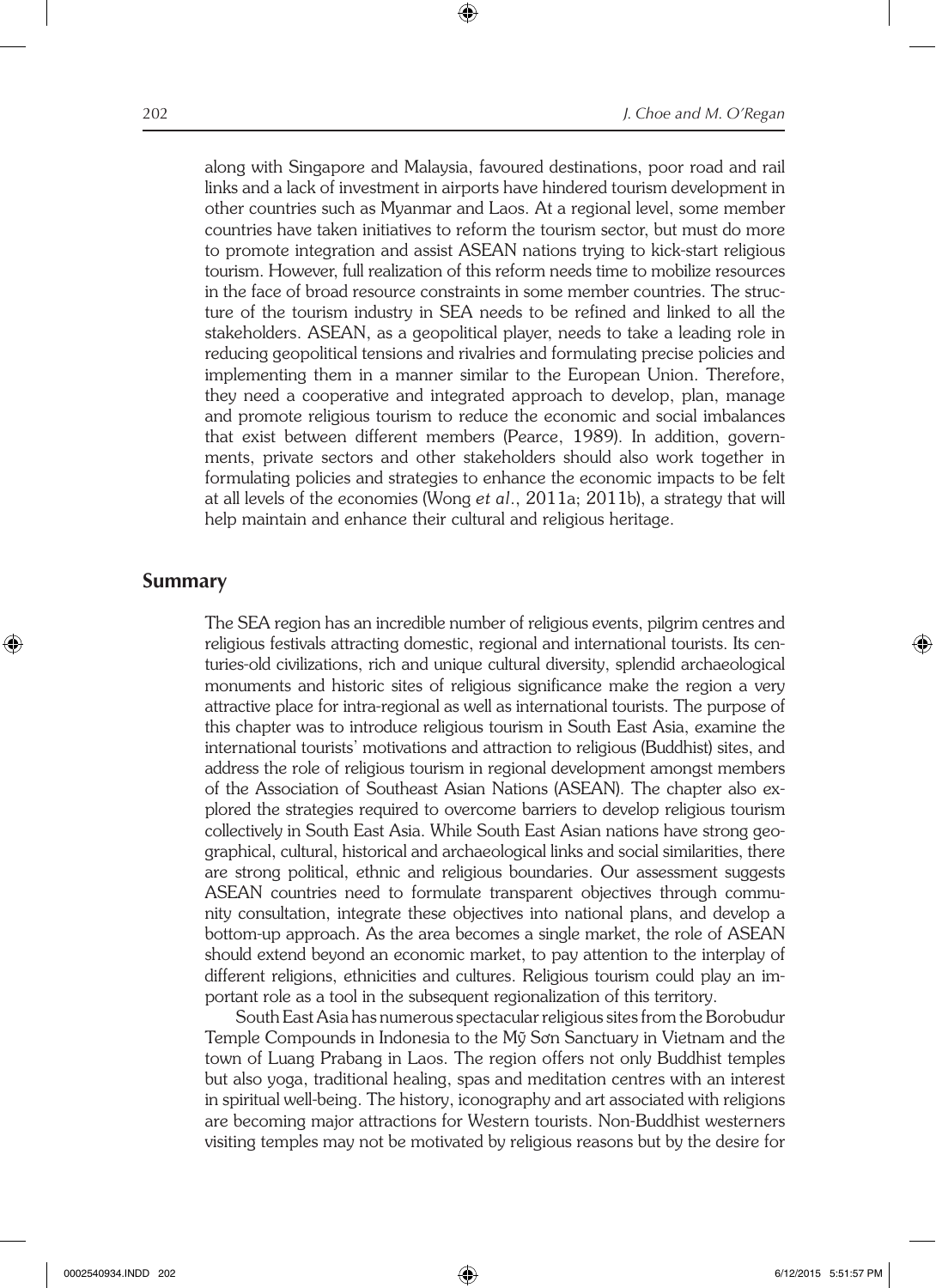along with Singapore and Malaysia, favoured destinations, poor road and rail links and a lack of investment in airports have hindered tourism development in other countries such as Myanmar and Laos. At a regional level, some member countries have taken initiatives to reform the tourism sector, but must do more to promote integration and assist ASEAN nations trying to kick-start religious tourism. However, full realization of this reform needs time to mobilize resources in the face of broad resource constraints in some member countries. The structure of the tourism industry in SEA needs to be refined and linked to all the stakeholders. ASEAN, as a geopolitical player, needs to take a leading role in reducing geopolitical tensions and rivalries and formulating precise policies and implementing them in a manner similar to the European Union. Therefore, they need a cooperative and integrated approach to develop, plan, manage and promote religious tourism to reduce the economic and social imbalances that exist between different members (Pearce, 1989). In addition, governments, private sectors and other stakeholders should also work together in formulating policies and strategies to enhance the economic impacts to be felt at all levels of the economies (Wong *et al*., 2011a; 2011b), a strategy that will help maintain and enhance their cultural and religious heritage.

## Summary

The SEA region has an incredible number of religious events, pilgrim centres and religious festivals attracting domestic, regional and international tourists. Its centuries-old civilizations, rich and unique cultural diversity, splendid archaeological monuments and historic sites of religious significance make the region a very attractive place for intra-regional as well as international tourists. The purpose of this chapter was to introduce religious tourism in South East Asia, examine the international tourists' motivations and attraction to religious (Buddhist) sites, and address the role of religious tourism in regional development amongst members of the Association of Southeast Asian Nations (ASEAN). The chapter also explored the strategies required to overcome barriers to develop religious tourism collectively in South East Asia. While South East Asian nations have strong geographical, cultural, historical and archaeological links and social similarities, there are strong political, ethnic and religious boundaries. Our assessment suggests ASEAN countries need to formulate transparent objectives through community consultation, integrate these objectives into national plans, and develop a bottom-up approach. As the area becomes a single market, the role of ASEAN should extend beyond an economic market, to pay attention to the interplay of different religions, ethnicities and cultures. Religious tourism could play an important role as a tool in the subsequent regionalization of this territory.

South East Asia has numerous spectacular religious sites from the Borobudur Temple Compounds in Indonesia to the Mỹ Sơn Sanctuary in Vietnam and the town of Luang Prabang in Laos. The region offers not only Buddhist temples but also yoga, traditional healing, spas and meditation centres with an interest in spiritual well-being. The history, iconography and art associated with religions are becoming major attractions for Western tourists. Non-Buddhist westerners visiting temples may not be motivated by religious reasons but by the desire for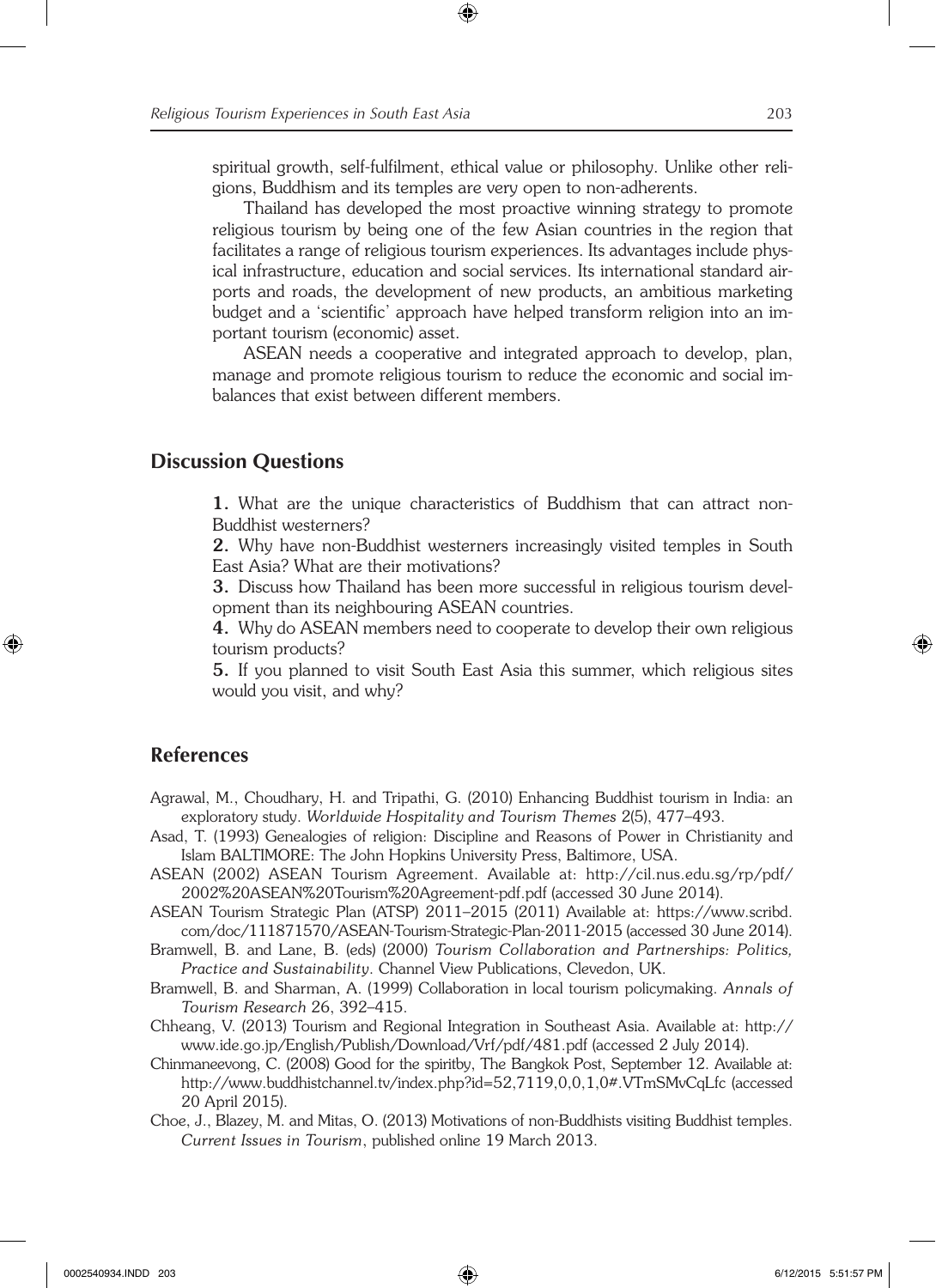spiritual growth, self-fulfilment, ethical value or philosophy. Unlike other religions, Buddhism and its temples are very open to non-adherents.

Thailand has developed the most proactive winning strategy to promote religious tourism by being one of the few Asian countries in the region that facilitates a range of religious tourism experiences. Its advantages include physical infrastructure, education and social services. Its international standard airports and roads, the development of new products, an ambitious marketing budget and a 'scientific' approach have helped transform religion into an important tourism (economic) asset.

ASEAN needs a cooperative and integrated approach to develop, plan, manage and promote religious tourism to reduce the economic and social imbalances that exist between different members.

## Discussion Questions

**1.** What are the unique characteristics of Buddhism that can attract non-Buddhist westerners?

**2.** Why have non-Buddhist westerners increasingly visited temples in South East Asia? What are their motivations?

**3.** Discuss how Thailand has been more successful in religious tourism development than its neighbouring ASEAN countries.

**4.** Why do ASEAN members need to cooperate to develop their own religious tourism products?

**5.** If you planned to visit South East Asia this summer, which religious sites would you visit, and why?

## References

Agrawal, M., Choudhary, H. and Tripathi, G. (2010) Enhancing Buddhist tourism in India: an exploratory study. *Worldwide Hospitality and Tourism Themes* 2(5), 477–493.

Asad, T. (1993) Genealogies of religion: Discipline and Reasons of Power in Christianity and Islam BALTIMORE: The John Hopkins University Press, Baltimore, USA.

ASEAN (2002) ASEAN Tourism Agreement. Available at: http://cil.nus.edu.sg/rp/pdf/2002%20ASEAN%20Tourism%20Agreement-pdf.pdf (accessed 30 June 2014).

ASEAN Tourism Strategic Plan (ATSP) 2011–2015 (2011) Available at: https://www.scribd.com/doc/111871570/ASEAN-Tourism-Strategic-Plan-2011-2015 (accessed 30 June 2014).

Bramwell, B. and Lane, B. (eds) (2000) *Tourism Collaboration and Partnerships: Politics, Practice and Sustainability*. Channel View Publications, Clevedon, UK.

Bramwell, B. and Sharman, A. (1999) Collaboration in local tourism policymaking. *Annals of Tourism Research* 26, 392–415.

Chheang, V. (2013) Tourism and Regional Integration in Southeast Asia. Available at: http://www.ide.go.jp/English/Publish/Download/Vrf/pdf/481.pdf (accessed 2 July 2014).

Chinmaneevong, C. (2008) Good for the spiritby, The Bangkok Post, September 12. Available at: http://www.buddhistchannel.tv/index.php?id=52,7119,0,0,1,0#.VTmSMvCqLfc (accessed 20 April 2015).

Choe, J., Blazey, M. and Mitas, O. (2013) Motivations of non-Buddhists visiting Buddhist temples. *Current Issues in Tourism*, published online 19 March 2013.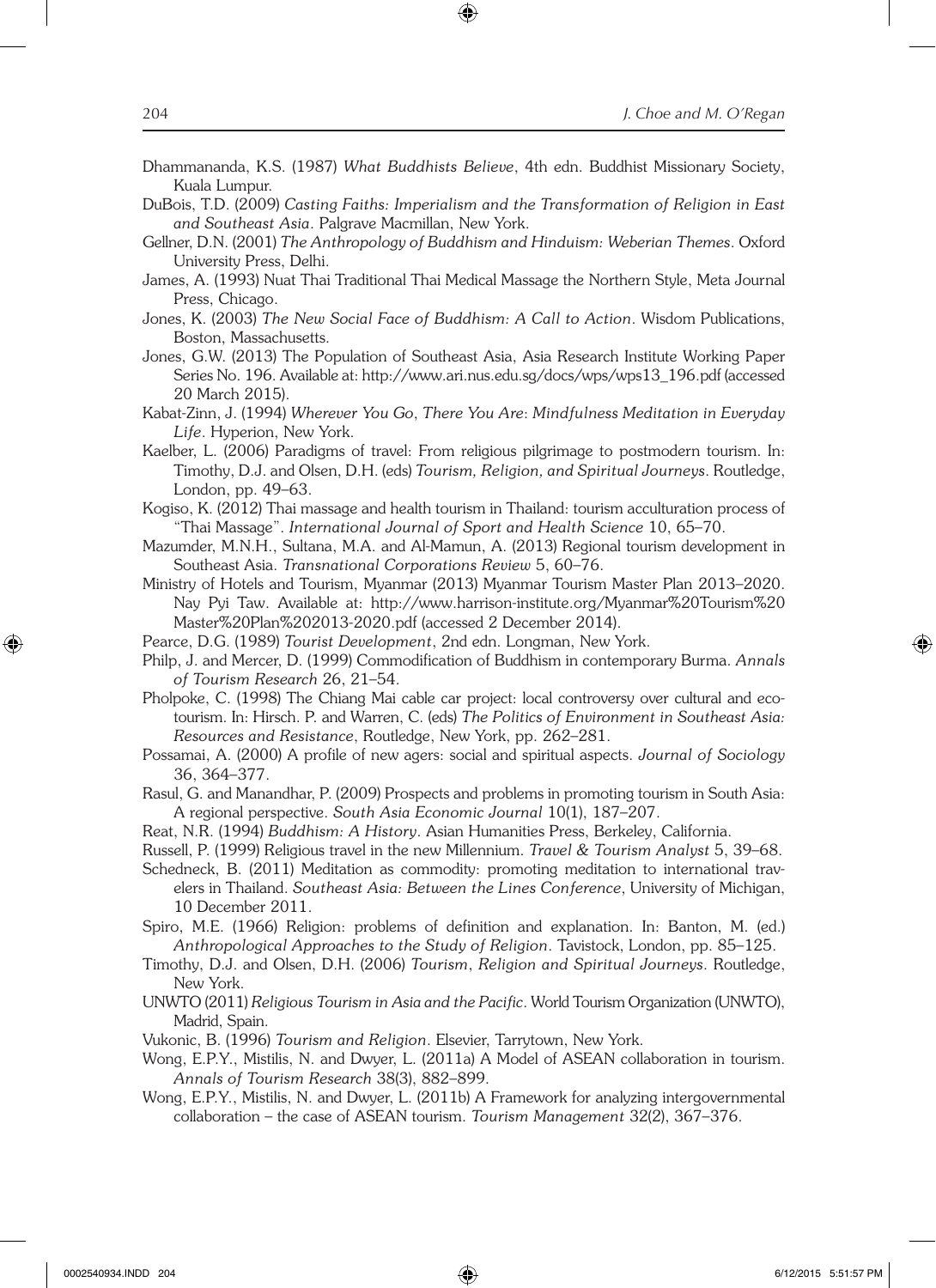Dhammananda, K.S. (1987) *What Buddhists Believe*, 4th edn. Buddhist Missionary Society, Kuala Lumpur.

DuBois, T.D. (2009) *Casting Faiths: Imperialism and the Transformation of Religion in East and Southeast Asia*. Palgrave Macmillan, New York.

Gellner, D.N. (2001) *The Anthropology of Buddhism and Hinduism: Weberian Themes*. Oxford University Press, Delhi.

James, A. (1993) Nuat Thai Traditional Thai Medical Massage the Northern Style, Meta Journal Press, Chicago.

Jones, K. (2003) *The New Social Face of Buddhism: A Call to Action*. Wisdom Publications, Boston, Massachusetts.

Jones, G.W. (2013) The Population of Southeast Asia, Asia Research Institute Working Paper Series No. 196. Available at: http://www.ari.nus.edu.sg/docs/wps/wps13_196.pdf (accessed 20 March 2015).

Kabat-Zinn, J. (1994) *Wherever You Go, There You Are: Mindfulness Meditation in Everyday Life*. Hyperion, New York.

Kaelber, L. (2006) Paradigms of travel: From religious pilgrimage to postmodern tourism. In: Timothy, D.J. and Olsen, D.H. (eds) *Tourism, Religion, and Spiritual Journeys*. Routledge, London, pp. 49–63.

Kogiso, K. (2012) Thai massage and health tourism in Thailand: tourism acculturation process of "Thai Massage". *International Journal of Sport and Health Science* 10, 65–70.

Mazumder, M.N.H., Sultana, M.A. and Al-Mamun, A. (2013) Regional tourism development in Southeast Asia. *Transnational Corporations Review* 5, 60–76.

Ministry of Hotels and Tourism, Myanmar (2013) Myanmar Tourism Master Plan 2013–2020. Nay Pyi Taw. Available at: http://www.harrison-institute.org/Myanmar%20Tourism%20Master%20Plan%202013-2020.pdf (accessed 2 December 2014).

Pearce, D.G. (1989) *Tourist Development*, 2nd edn. Longman, New York.

Philp, J. and Mercer, D. (1999) Commodification of Buddhism in contemporary Burma. *Annals of Tourism Research* 26, 21–54.

Pholpoke, C. (1998) The Chiang Mai cable car project: local controversy over cultural and eco-tourism. In: Hirsch. P. and Warren, C. (eds) *The Politics of Environment in Southeast Asia: Resources and Resistance*, Routledge, New York, pp. 262–281.

Possamai, A. (2000) A profile of new agers: social and spiritual aspects. *Journal of Sociology* 36, 364–377.

Rasul, G. and Manandhar, P. (2009) Prospects and problems in promoting tourism in South Asia: A regional perspective. *South Asia Economic Journal* 10(1), 187–207.

Reat, N.R. (1994) *Buddhism: A History*. Asian Humanities Press, Berkeley, California.

Russell, P. (1999) Religious travel in the new Millennium. *Travel & Tourism Analyst* 5, 39–68.

Schedneck, B. (2011) Meditation as commodity: promoting meditation to international travelers in Thailand. *Southeast Asia: Between the Lines Conference*, University of Michigan, 10 December 2011.

Spiro, M.E. (1966) Religion: problems of definition and explanation. In: Banton, M. (ed.) *Anthropological Approaches to the Study of Religion*. Tavistock, London, pp. 85–125.

Timothy, D.J. and Olsen, D.H. (2006) *Tourism, Religion and Spiritual Journeys*. Routledge, New York.

UNWTO (2011) *Religious Tourism in Asia and the Pacific*. World Tourism Organization (UNWTO), Madrid, Spain.

Vukonic, B. (1996) *Tourism and Religion*. Elsevier, Tarrytown, New York.

Wong, E.P.Y., Mistilis, N. and Dwyer, L. (2011a) A Model of ASEAN collaboration in tourism. *Annals of Tourism Research* 38(3), 882–899.

Wong, E.P.Y., Mistilis, N. and Dwyer, L. (2011b) A Framework for analyzing intergovernmental collaboration – the case of ASEAN tourism. *Tourism Management* 32(2), 367–376.